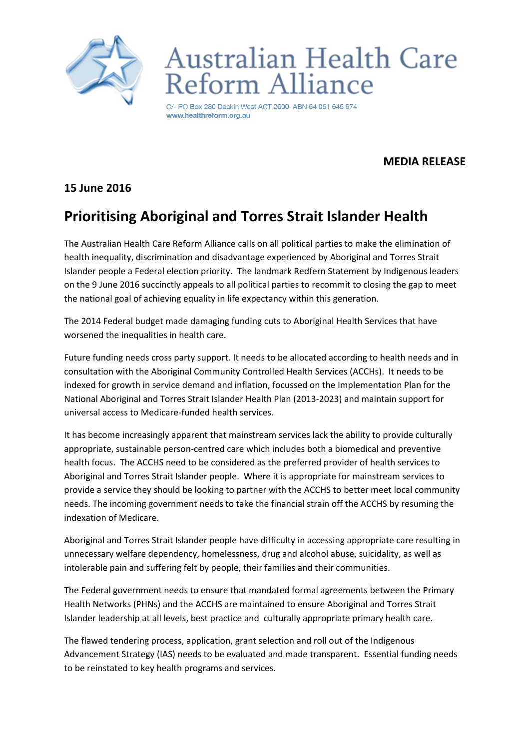Australian Health Care Reform Alliance

C/- PO Box 280 Deakin West ACT 2600 ABN 64 051 645 674
www.healthreform.org.au

**MEDIA RELEASE**

**15 June 2016**

# Prioritising Aboriginal and Torres Strait Islander Health

The Australian Health Care Reform Alliance calls on all political parties to make the elimination of health inequality, discrimination and disadvantage experienced by Aboriginal and Torres Strait Islander people a Federal election priority. The landmark Redfern Statement by Indigenous leaders on the 9 June 2016 succinctly appeals to all political parties to recommit to closing the gap to meet the national goal of achieving equality in life expectancy within this generation.

The 2014 Federal budget made damaging funding cuts to Aboriginal Health Services that have worsened the inequalities in health care.

Future funding needs cross party support. It needs to be allocated according to health needs and in consultation with the Aboriginal Community Controlled Health Services (ACCHs). It needs to be indexed for growth in service demand and inflation, focussed on the Implementation Plan for the National Aboriginal and Torres Strait Islander Health Plan (2013-2023) and maintain support for universal access to Medicare-funded health services.

It has become increasingly apparent that mainstream services lack the ability to provide culturally appropriate, sustainable person-centred care which includes both a biomedical and preventive health focus. The ACCHS need to be considered as the preferred provider of health services to Aboriginal and Torres Strait Islander people. Where it is appropriate for mainstream services to provide a service they should be looking to partner with the ACCHS to better meet local community needs. The incoming government needs to take the financial strain off the ACCHS by resuming the indexation of Medicare.

Aboriginal and Torres Strait Islander people have difficulty in accessing appropriate care resulting in unnecessary welfare dependency, homelessness, drug and alcohol abuse, suicidality, as well as intolerable pain and suffering felt by people, their families and their communities.

The Federal government needs to ensure that mandated formal agreements between the Primary Health Networks (PHNs) and the ACCHS are maintained to ensure Aboriginal and Torres Strait Islander leadership at all levels, best practice and culturally appropriate primary health care.

The flawed tendering process, application, grant selection and roll out of the Indigenous Advancement Strategy (IAS) needs to be evaluated and made transparent. Essential funding needs to be reinstated to key health programs and services.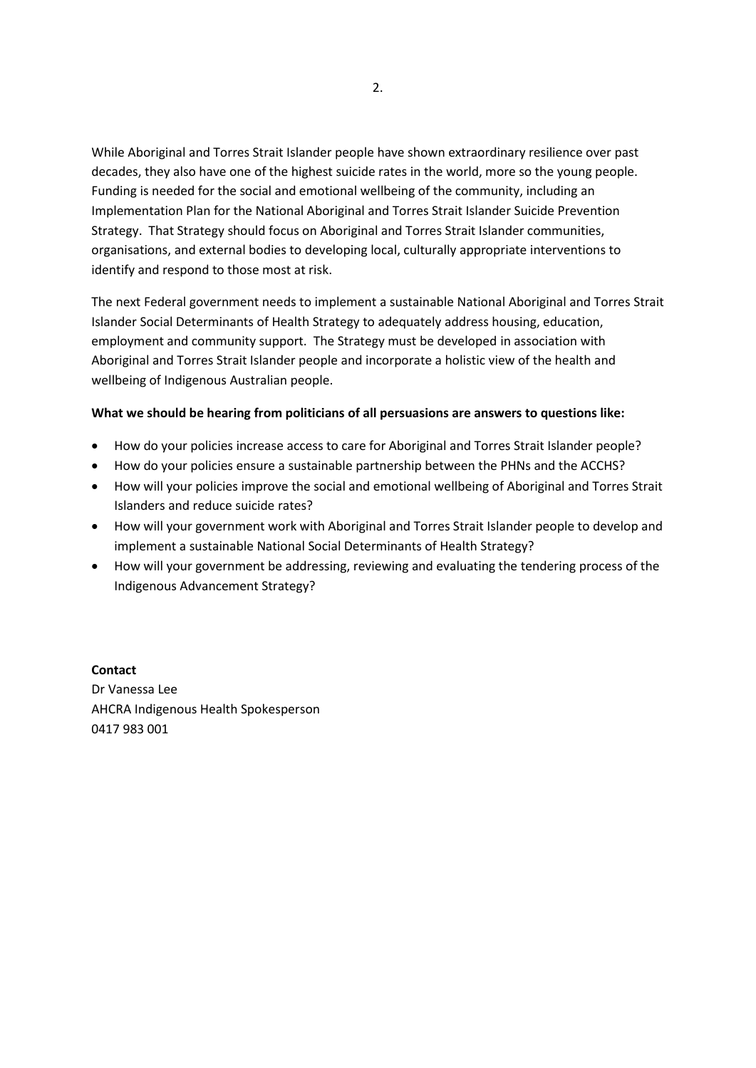While Aboriginal and Torres Strait Islander people have shown extraordinary resilience over past decades, they also have one of the highest suicide rates in the world, more so the young people. Funding is needed for the social and emotional wellbeing of the community, including an Implementation Plan for the National Aboriginal and Torres Strait Islander Suicide Prevention Strategy. That Strategy should focus on Aboriginal and Torres Strait Islander communities, organisations, and external bodies to developing local, culturally appropriate interventions to identify and respond to those most at risk.

The next Federal government needs to implement a sustainable National Aboriginal and Torres Strait Islander Social Determinants of Health Strategy to adequately address housing, education, employment and community support. The Strategy must be developed in association with Aboriginal and Torres Strait Islander people and incorporate a holistic view of the health and wellbeing of Indigenous Australian people.

**What we should be hearing from politicians of all persuasions are answers to questions like:**

- How do your policies increase access to care for Aboriginal and Torres Strait Islander people?
- How do your policies ensure a sustainable partnership between the PHNs and the ACCHS?
- How will your policies improve the social and emotional wellbeing of Aboriginal and Torres Strait Islanders and reduce suicide rates?
- How will your government work with Aboriginal and Torres Strait Islander people to develop and implement a sustainable National Social Determinants of Health Strategy?
- How will your government be addressing, reviewing and evaluating the tendering process of the Indigenous Advancement Strategy?

**Contact**
Dr Vanessa Lee
AHCRA Indigenous Health Spokesperson
0417 983 001